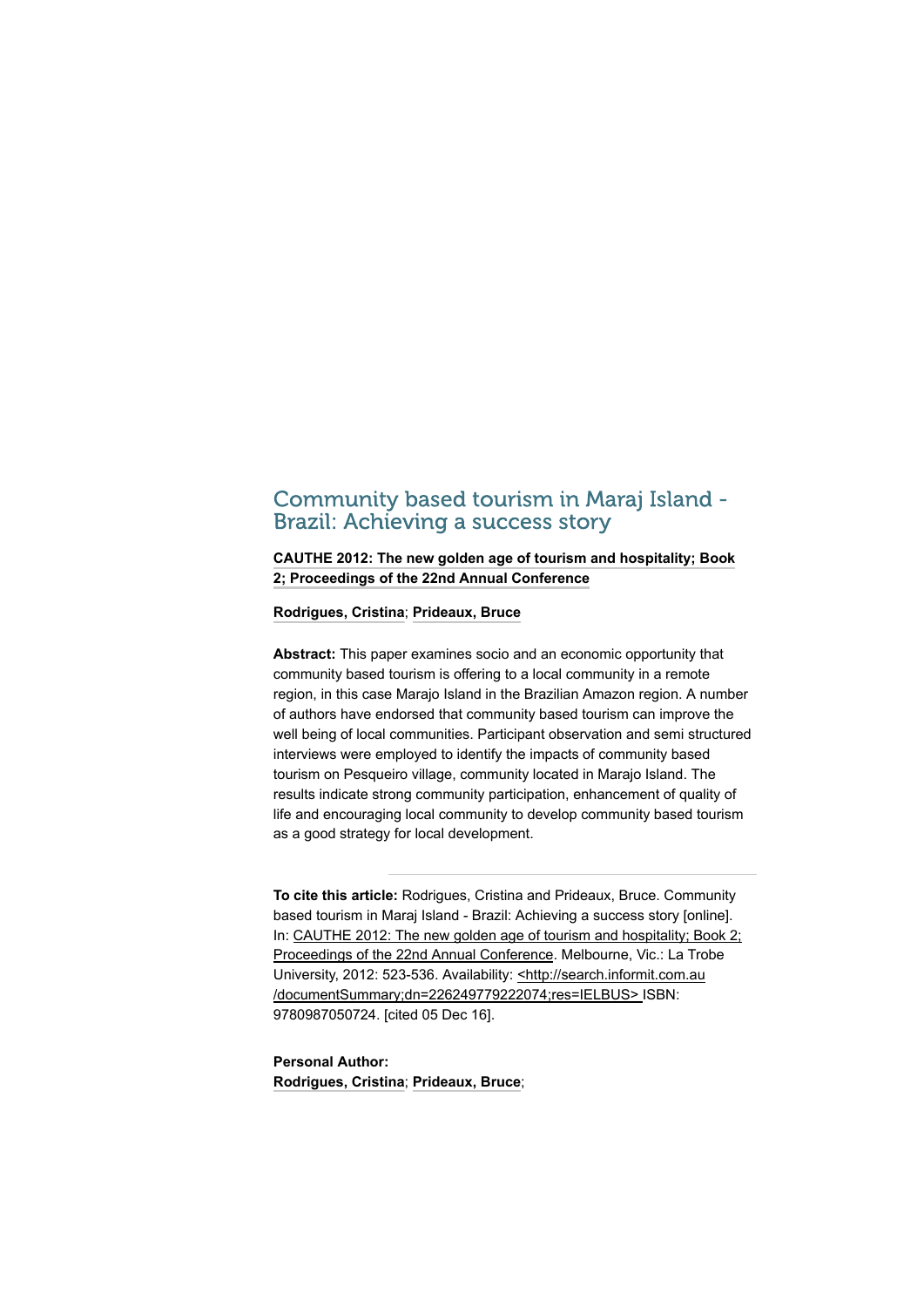# Community based tourism in Maraj Island - Brazil: Achieving a success story

**CAUTHE 2012: The new golden age of tourism and hospitality; Book 2; Proceedings of the 22nd Annual Conference**

**Rodrigues, Cristina**; **Prideaux, Bruce**

**Abstract:** This paper examines socio and an economic opportunity that community based tourism is offering to a local community in a remote region, in this case Marajo Island in the Brazilian Amazon region. A number of authors have endorsed that community based tourism can improve the well being of local communities. Participant observation and semi structured interviews were employed to identify the impacts of community based tourism on Pesqueiro village, community located in Marajo Island. The results indicate strong community participation, enhancement of quality of life and encouraging local community to develop community based tourism as a good strategy for local development.

---

**To cite this article:** Rodrigues, Cristina and Prideaux, Bruce. Community based tourism in Maraj Island - Brazil: Achieving a success story [online]. In: CAUTHE 2012: The new golden age of tourism and hospitality; Book 2; Proceedings of the 22nd Annual Conference. Melbourne, Vic.: La Trobe University, 2012: 523-536. Availability: <http://search.informit.com.au/documentSummary;dn=226249779222074;res=IELBUS> ISBN: 9780987050724. [cited 05 Dec 16].

**Personal Author:**
**Rodrigues, Cristina**; **Prideaux, Bruce**;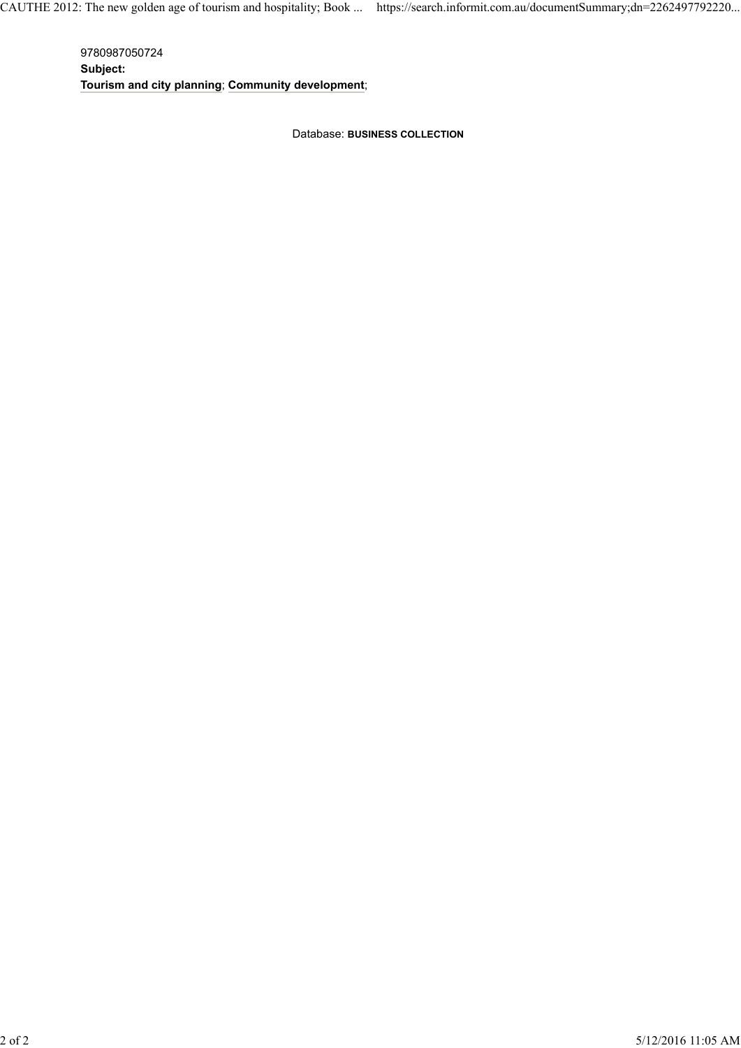9780987050724

**Subject:**

**Tourism and city planning**; **Community development**;

Database: **BUSINESS COLLECTION**